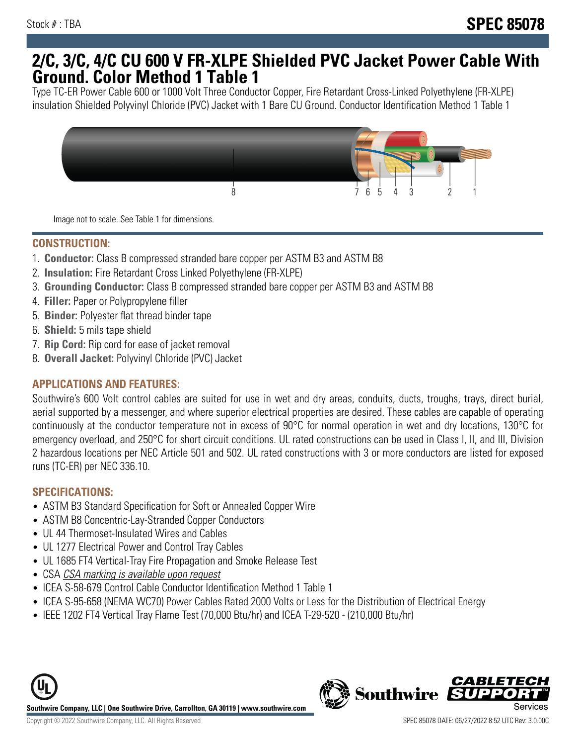Stock # : TBA

**SPEC 85078**

# 2/C, 3/C, 4/C CU 600 V FR-XLPE Shielded PVC Jacket Power Cable With Ground. Color Method 1 Table 1

Type TC-ER Power Cable 600 or 1000 Volt Three Conductor Copper, Fire Retardant Cross-Linked Polyethylene (FR-XLPE) insulation Shielded Polyvinyl Chloride (PVC) Jacket with 1 Bare CU Ground. Conductor Identification Method 1 Table 1

Image not to scale. See Table 1 for dimensions.

## CONSTRUCTION:

1. **Conductor:** Class B compressed stranded bare copper per ASTM B3 and ASTM B8
2. **Insulation:** Fire Retardant Cross Linked Polyethylene (FR-XLPE)
3. **Grounding Conductor:** Class B compressed stranded bare copper per ASTM B3 and ASTM B8
4. **Filler:** Paper or Polypropylene filler
5. **Binder:** Polyester flat thread binder tape
6. **Shield:** 5 mils tape shield
7. **Rip Cord:** Rip cord for ease of jacket removal
8. **Overall Jacket:** Polyvinyl Chloride (PVC) Jacket

## APPLICATIONS AND FEATURES:

Southwire's 600 Volt control cables are suited for use in wet and dry areas, conduits, ducts, troughs, trays, direct burial, aerial supported by a messenger, and where superior electrical properties are desired. These cables are capable of operating continuously at the conductor temperature not in excess of 90°C for normal operation in wet and dry locations, 130°C for emergency overload, and 250°C for short circuit conditions. UL rated constructions can be used in Class I, II, and III, Division 2 hazardous locations per NEC Article 501 and 502. UL rated constructions with 3 or more conductors are listed for exposed runs (TC-ER) per NEC 336.10.

## SPECIFICATIONS:

- ASTM B3 Standard Specification for Soft or Annealed Copper Wire
- ASTM B8 Concentric-Lay-Stranded Copper Conductors
- UL 44 Thermoset-Insulated Wires and Cables
- UL 1277 Electrical Power and Control Tray Cables
- UL 1685 FT4 Vertical-Tray Fire Propagation and Smoke Release Test
- CSA *CSA marking is available upon request*
- ICEA S-58-679 Control Cable Conductor Identification Method 1 Table 1
- ICEA S-95-658 (NEMA WC70) Power Cables Rated 2000 Volts or Less for the Distribution of Electrical Energy
- IEEE 1202 FT4 Vertical Tray Flame Test (70,000 Btu/hr) and ICEA T-29-520 - (210,000 Btu/hr)

**Southwire Company, LLC | One Southwire Drive, Carrollton, GA 30119 | www.southwire.com**

Copyright © 2022 Southwire Company, LLC. All Rights Reserved

SPEC 85078 DATE: 06/27/2022 8:52 UTC Rev: 3.0.00C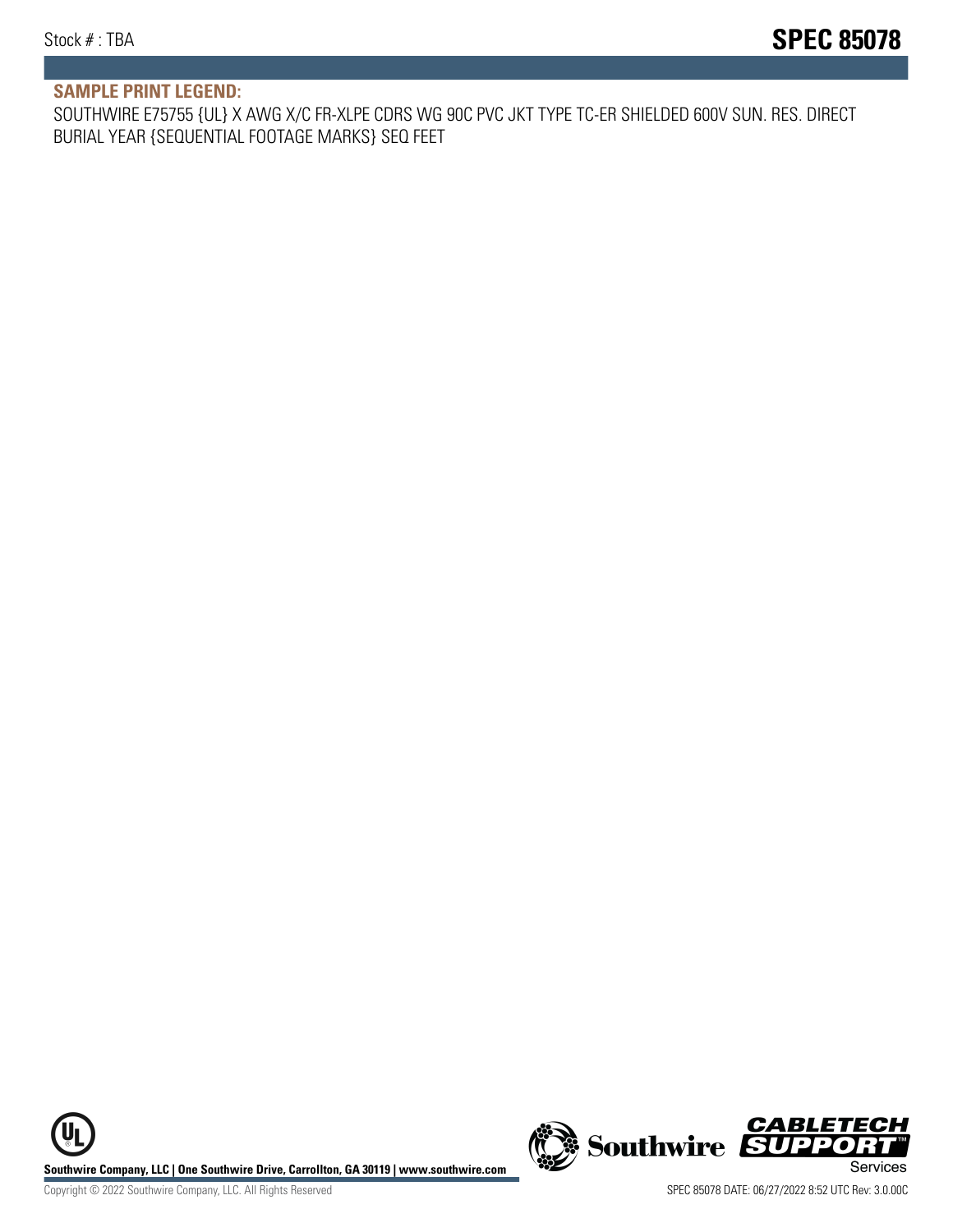## SAMPLE PRINT LEGEND:

SOUTHWIRE E75755 {UL} X AWG X/C FR-XLPE CDRS WG 90C PVC JKT TYPE TC-ER SHIELDED 600V SUN. RES. DIRECT BURIAL YEAR {SEQUENTIAL FOOTAGE MARKS} SEQ FEET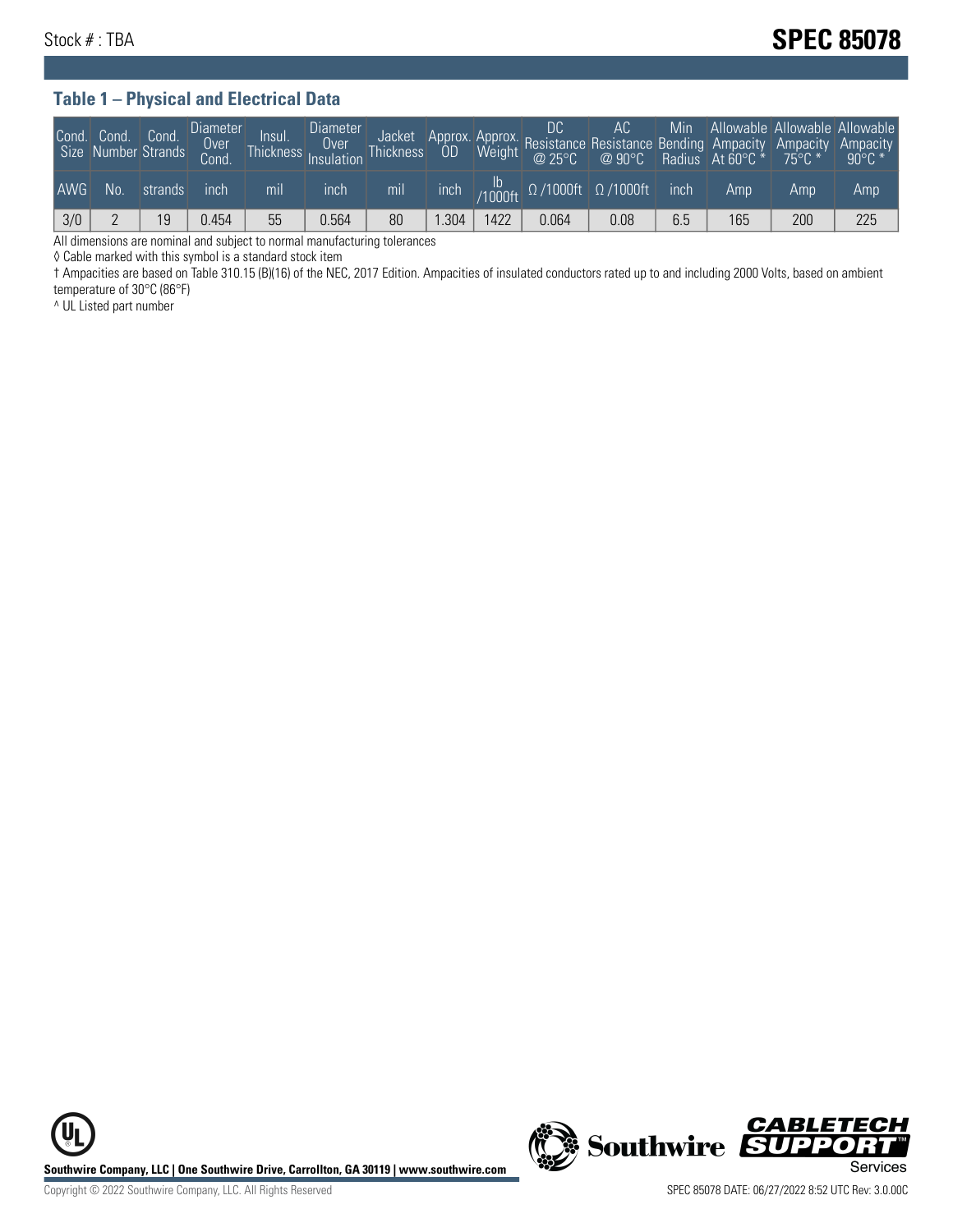### Table 1 – Physical and Electrical Data

| Cond. Size | Cond. Number | Cond. Strands | Diameter Over Cond. | Insul. Thickness | Diameter Over Insulation | Jacket Thickness | Approx. OD | Approx. Weight | DC Resistance @ 25°C | AC Resistance @ 90°C | Min Bending Radius | Allowable Ampacity At 60°C * | Allowable Ampacity 75°C * | Allowable Ampacity 90°C * |
|---|---|---|---|---|---|---|---|---|---|---|---|---|---|---|
| AWG | No. | strands | inch | mil | inch | mil | inch | lb /1000ft | Ω /1000ft | Ω /1000ft | inch | Amp | Amp | Amp |
| 3/0 | 2 | 19 | 0.454 | 55 | 0.564 | 80 | 1.304 | 1422 | 0.064 | 0.08 | 6.5 | 165 | 200 | 225 |

All dimensions are nominal and subject to normal manufacturing tolerances

◊ Cable marked with this symbol is a standard stock item

† Ampacities are based on Table 310.15 (B)(16) of the NEC, 2017 Edition. Ampacities of insulated conductors rated up to and including 2000 Volts, based on ambient temperature of 30°C (86°F)

^ UL Listed part number

**Southwire Company, LLC | One Southwire Drive, Carrollton, GA 30119 | www.southwire.com**

Copyright © 2022 Southwire Company, LLC. All Rights Reserved

SPEC 85078 DATE: 06/27/2022 8:52 UTC Rev: 3.0.00C